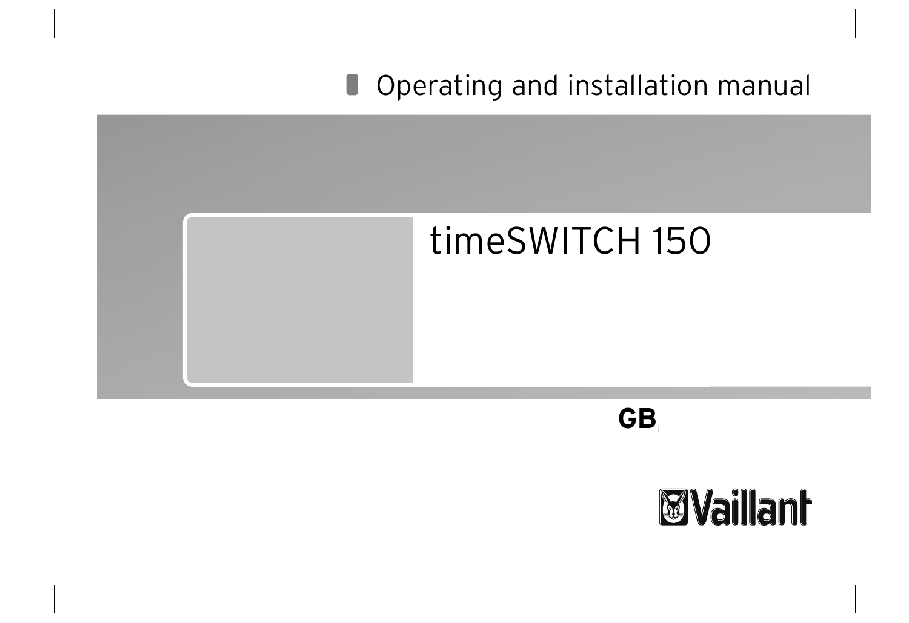Operating and installation manual

# timeSWITCH 150

GB

Vaillant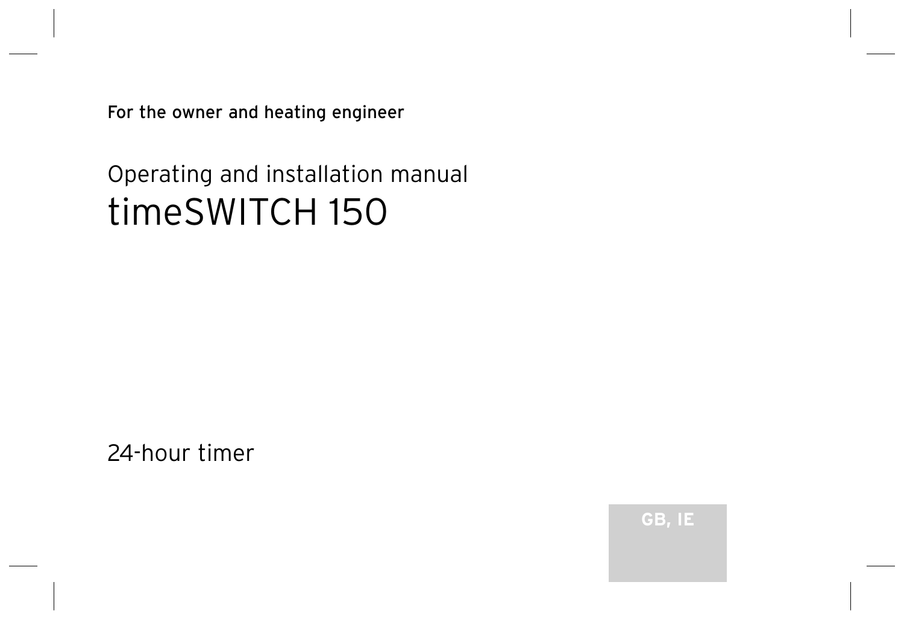For the owner and heating engineer

# Operating and installation manual

# timeSWITCH 150

24-hour timer

GB, IE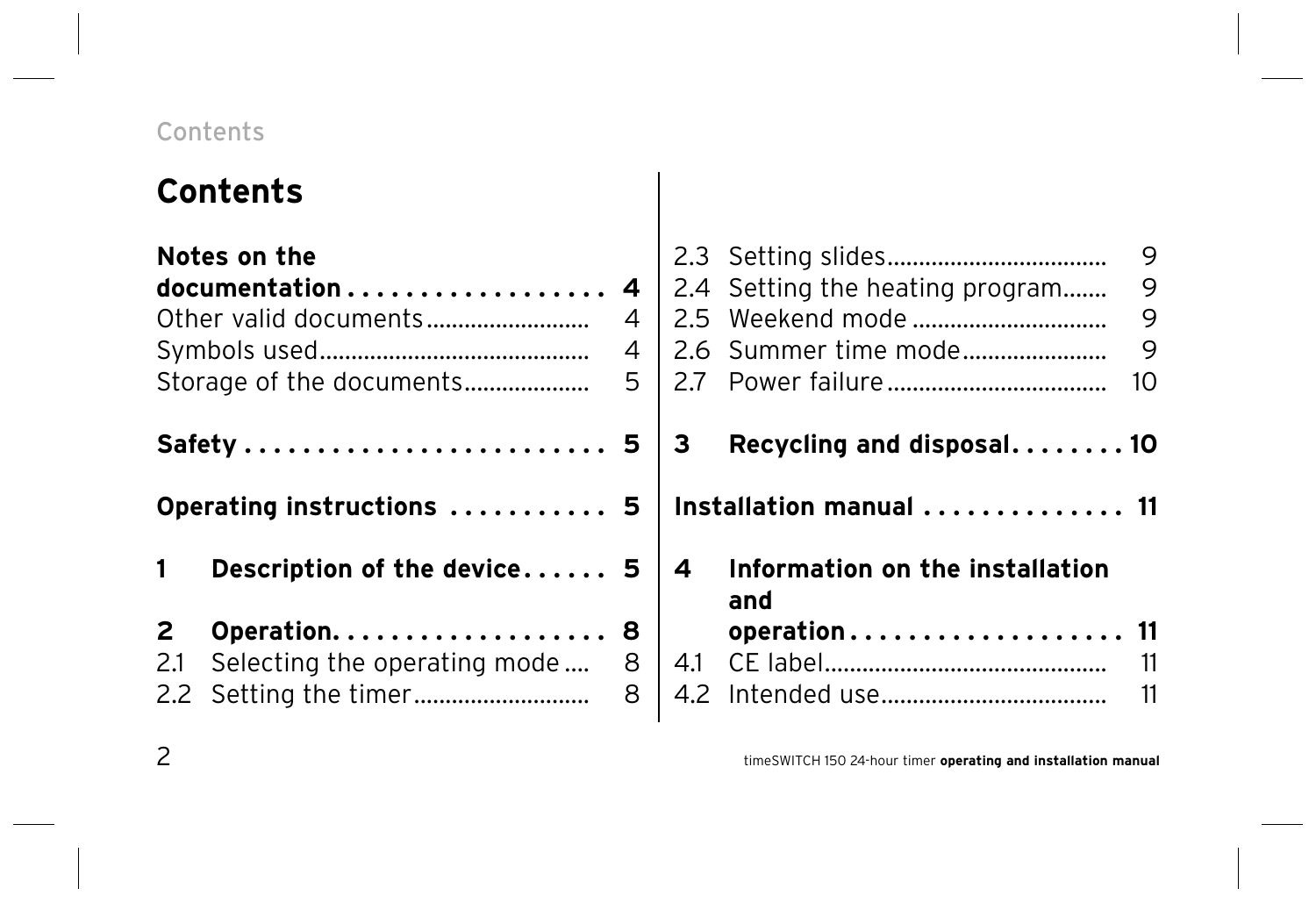# Contents

**Notes on the documentation .................. 4**

Other valid documents .......................... 4

Symbols used.......................................... 4

Storage of the documents.................... 5

**Safety ......................... 5**

**Operating instructions ........... 5**

**1 Description of the device...... 5**

**2 Operation................... 8**

2.1 Selecting the operating mode .... 8

2.2 Setting the timer........................... 8

2.3 Setting slides.................................. 9

2.4 Setting the heating program....... 9

2.5 Weekend mode .............................. 9

2.6 Summer time mode...................... 9

2.7 Power failure.................................. 10

**3 Recycling and disposal........ 10**

**Installation manual .............. 11**

**4 Information on the installation and operation................... 11**

4.1 CE label............................................ 11

4.2 Intended use................................... 11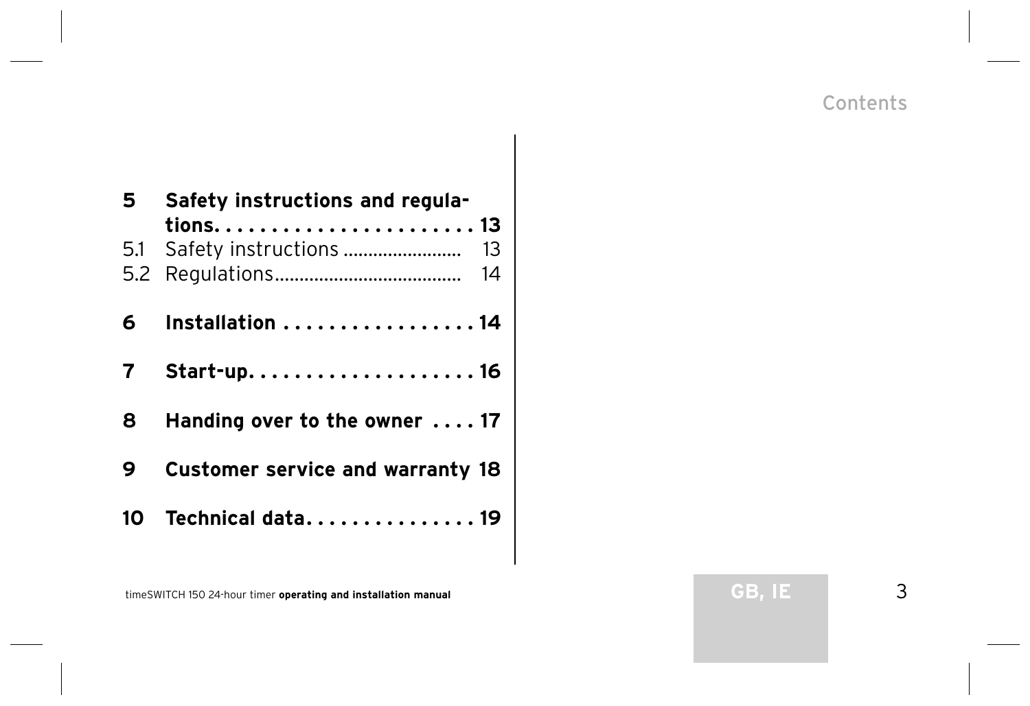**5 Safety instructions and regulations. . . . . . . . . . . . . . . . . . . . . . . 13**

5.1 Safety instructions ........................ 13

5.2 Regulations...................................... 14

**6 Installation . . . . . . . . . . . . . . . . . . 14**

**7 Start-up. . . . . . . . . . . . . . . . . . . . . 16**

**8 Handing over to the owner . . . . 17**

**9 Customer service and warranty 18**

**10 Technical data. . . . . . . . . . . . . . . . 19**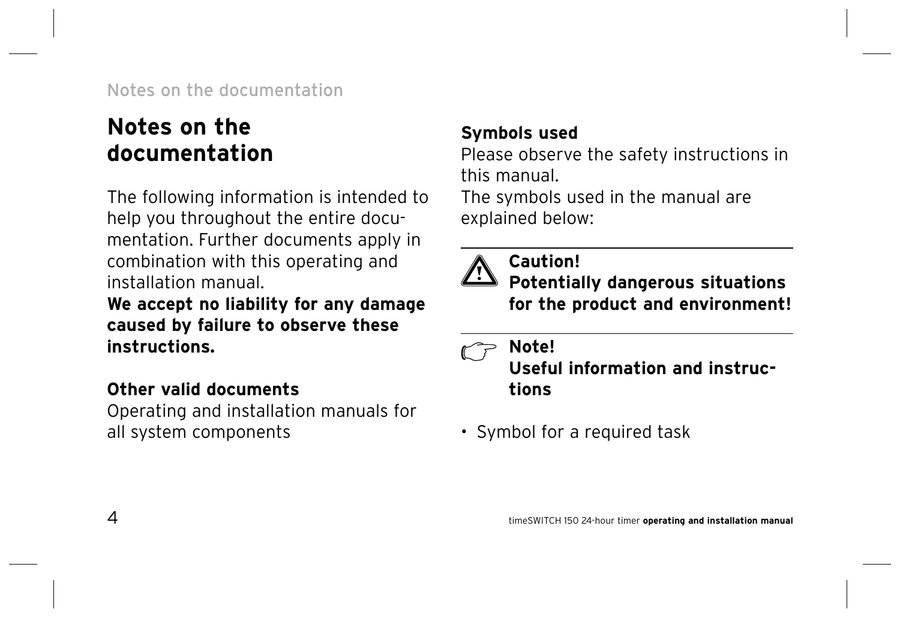# Notes on the documentation

The following information is intended to help you throughout the entire documentation. Further documents apply in combination with this operating and installation manual.

**We accept no liability for any damage caused by failure to observe these instructions.**

**Other valid documents**

Operating and installation manuals for all system components

**Symbols used**

Please observe the safety instructions in this manual.

The symbols used in the manual are explained below:

---

**Caution!**
**Potentially dangerous situations for the product and environment!**

---

**Note!**
**Useful information and instructions**

- Symbol for a required task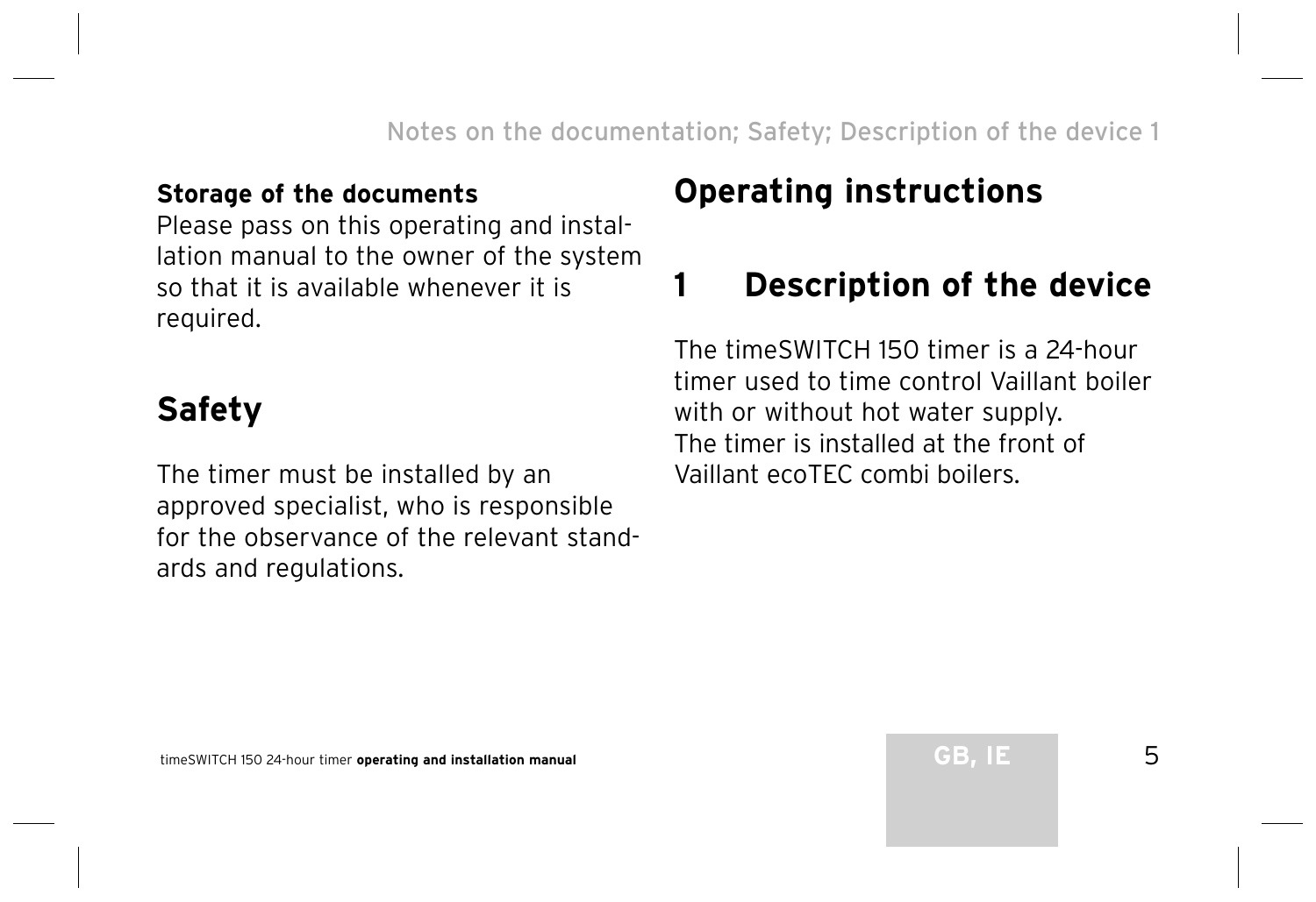**Storage of the documents**

Please pass on this operating and installation manual to the owner of the system so that it is available whenever it is required.

## Safety

The timer must be installed by an approved specialist, who is responsible for the observance of the relevant standards and regulations.

# Operating instructions

## 1 Description of the device

The timeSWITCH 150 timer is a 24-hour timer used to time control Vaillant boiler with or without hot water supply.
The timer is installed at the front of Vaillant ecoTEC combi boilers.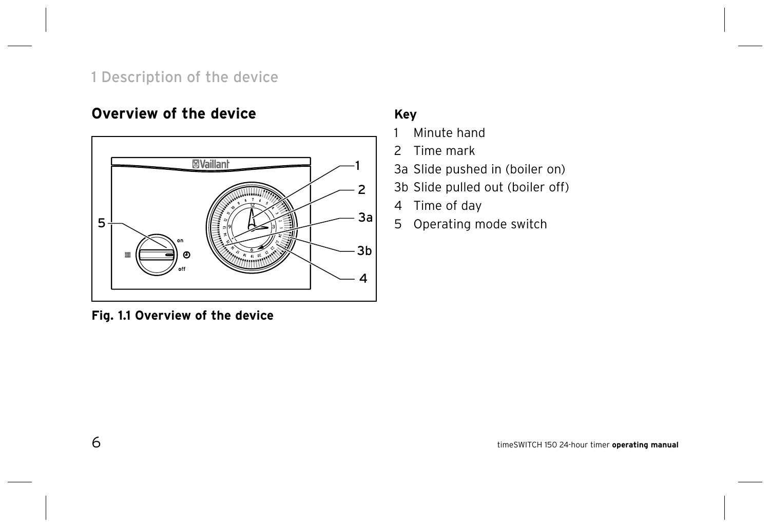## Overview of the device

Fig. 1.1 Overview of the device

**Key**

1 Minute hand
2 Time mark
3a Slide pushed in (boiler on)
3b Slide pulled out (boiler off)
4 Time of day
5 Operating mode switch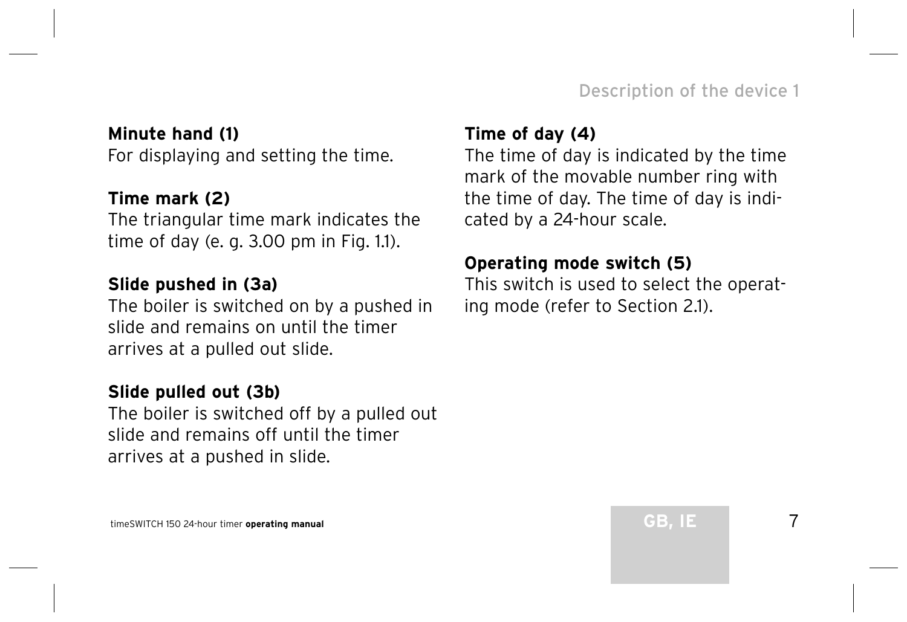**Minute hand (1)**
For displaying and setting the time.

**Time mark (2)**
The triangular time mark indicates the time of day (e. g. 3.00 pm in Fig. 1.1).

**Slide pushed in (3a)**
The boiler is switched on by a pushed in slide and remains on until the timer arrives at a pulled out slide.

**Slide pulled out (3b)**
The boiler is switched off by a pulled out slide and remains off until the timer arrives at a pushed in slide.

**Time of day (4)**
The time of day is indicated by the time mark of the movable number ring with the time of day. The time of day is indicated by a 24-hour scale.

**Operating mode switch (5)**
This switch is used to select the operating mode (refer to Section 2.1).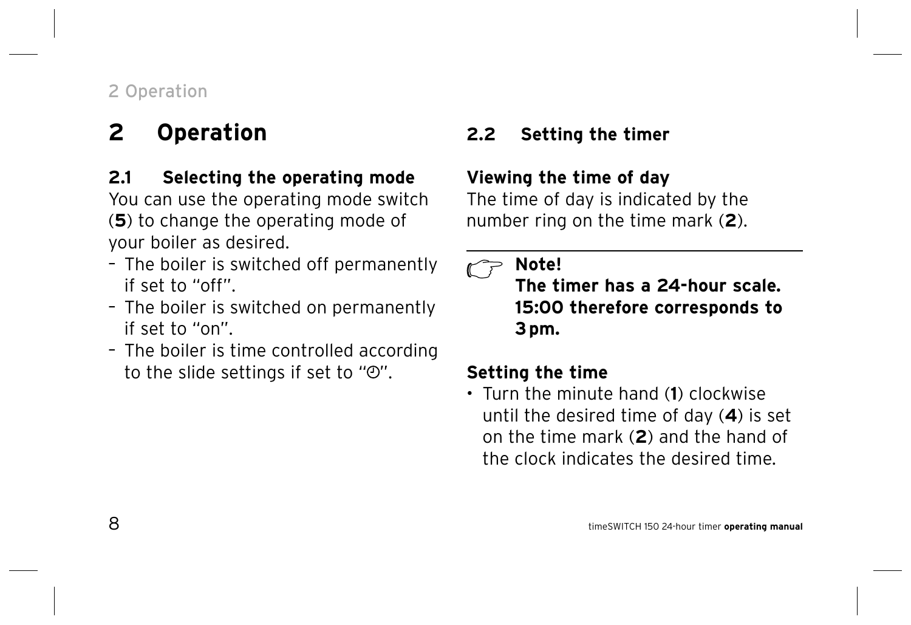# 2 Operation

## 2.1 Selecting the operating mode

You can use the operating mode switch (**5**) to change the operating mode of your boiler as desired.

- The boiler is switched off permanently if set to “off”.
- The boiler is switched on permanently if set to “on”.
- The boiler is time controlled according to the slide settings if set to “◴”.

## 2.2 Setting the timer

### Viewing the time of day

The time of day is indicated by the number ring on the time mark (**2**).

> **Note!**
> **The timer has a 24-hour scale. 15:00 therefore corresponds to 3 pm.**

### Setting the time

- Turn the minute hand (**1**) clockwise until the desired time of day (**4**) is set on the time mark (**2**) and the hand of the clock indicates the desired time.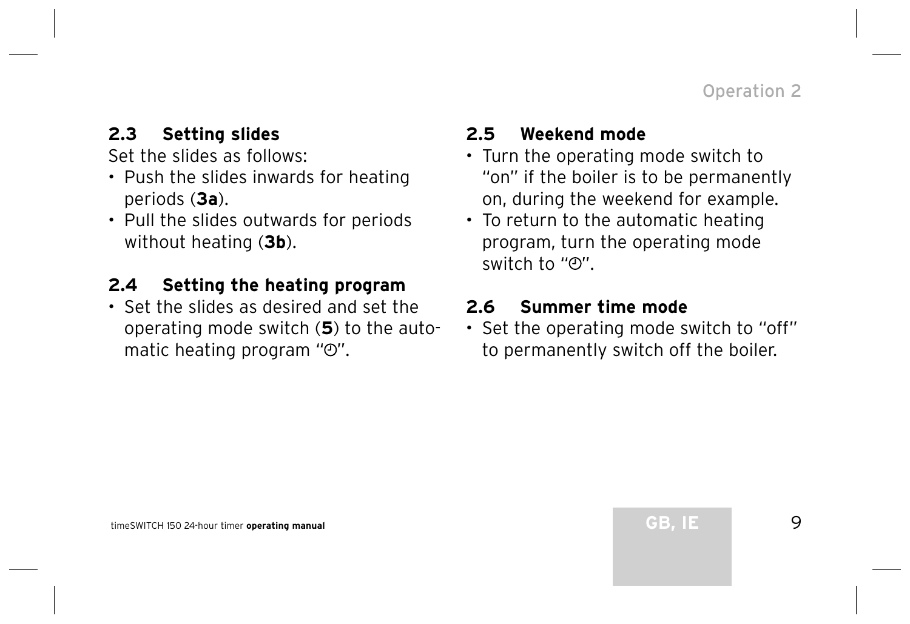## 2.3 Setting slides

Set the slides as follows:

- Push the slides inwards for heating periods (**3a**).
- Pull the slides outwards for periods without heating (**3b**).

## 2.4 Setting the heating program

- Set the slides as desired and set the operating mode switch (**5**) to the automatic heating program "◷".

## 2.5 Weekend mode

- Turn the operating mode switch to "on" if the boiler is to be permanently on, during the weekend for example.
- To return to the automatic heating program, turn the operating mode switch to "◷".

## 2.6 Summer time mode

- Set the operating mode switch to "off" to permanently switch off the boiler.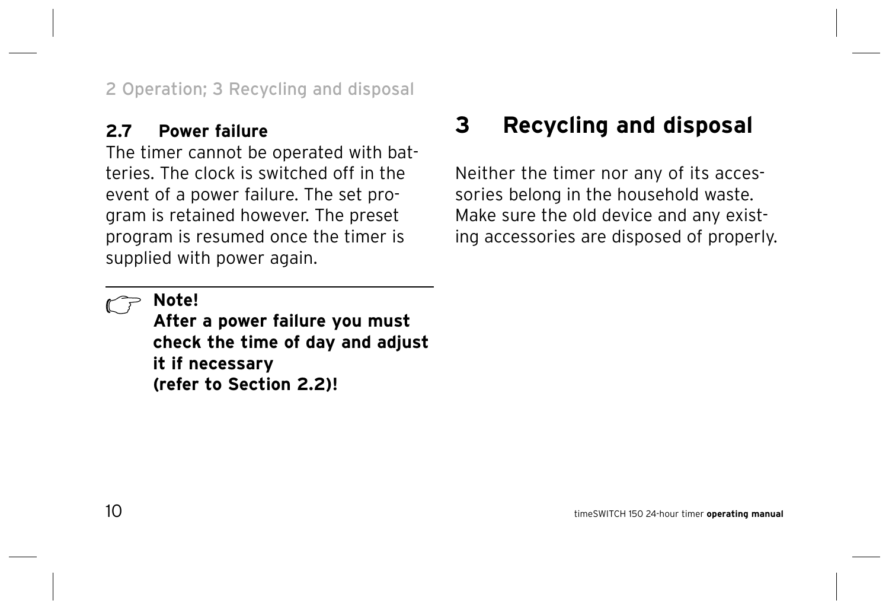## 2.7 Power failure

The timer cannot be operated with batteries. The clock is switched off in the event of a power failure. The set program is retained however. The preset program is resumed once the timer is supplied with power again.

**Note!**
**After a power failure you must check the time of day and adjust it if necessary (refer to Section 2.2)!**

# 3 Recycling and disposal

Neither the timer nor any of its accessories belong in the household waste. Make sure the old device and any existing accessories are disposed of properly.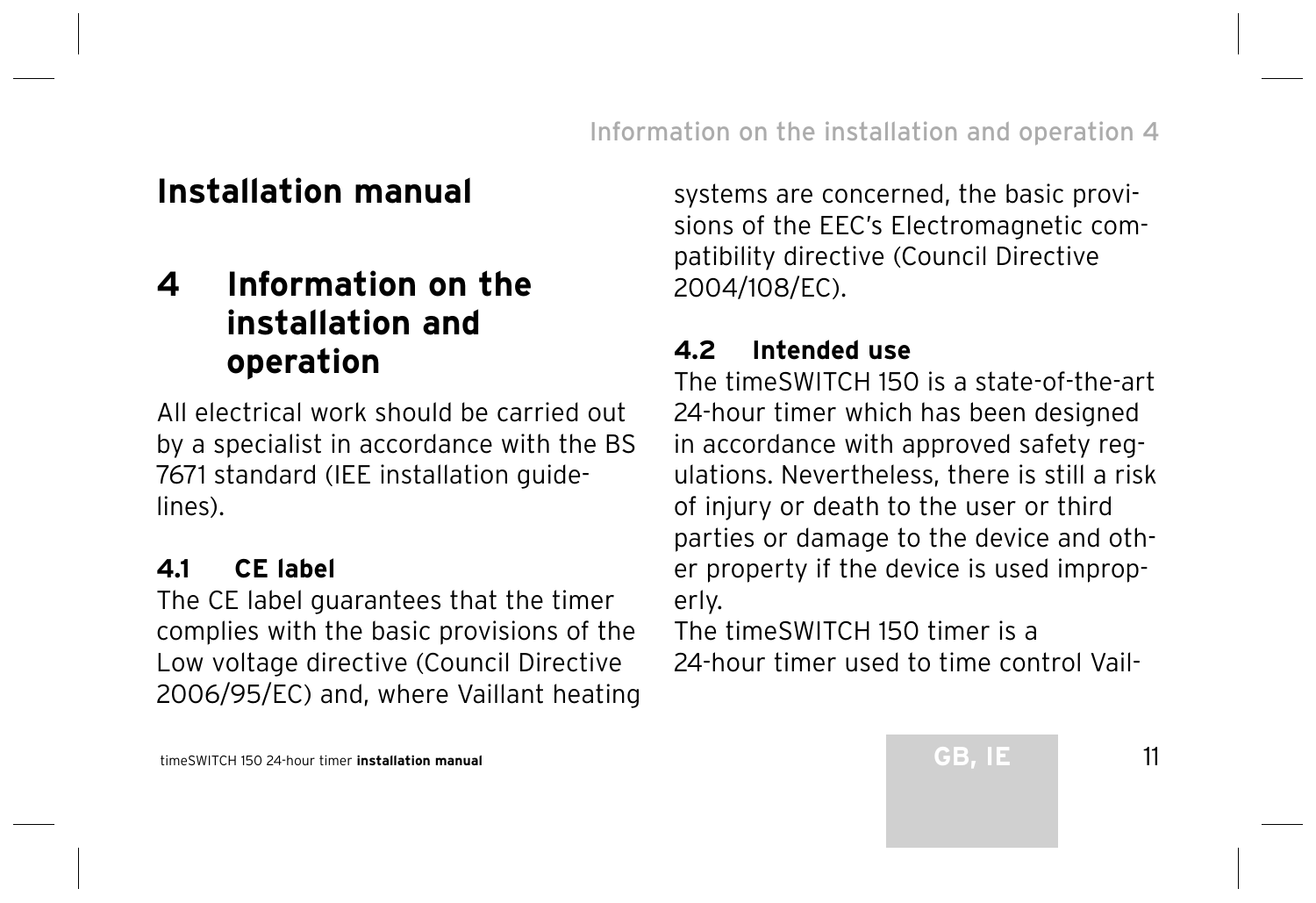# Installation manual

## 4 Information on the installation and operation

All electrical work should be carried out by a specialist in accordance with the BS 7671 standard (IEE installation guidelines).

### 4.1 CE label

The CE label guarantees that the timer complies with the basic provisions of the Low voltage directive (Council Directive 2006/95/EC) and, where Vaillant heating systems are concerned, the basic provisions of the EEC's Electromagnetic compatibility directive (Council Directive 2004/108/EC).

### 4.2 Intended use

The timeSWITCH 150 is a state-of-the-art 24-hour timer which has been designed in accordance with approved safety regulations. Nevertheless, there is still a risk of injury or death to the user or third parties or damage to the device and other property if the device is used improperly.

The timeSWITCH 150 timer is a 24-hour timer used to time control Vail-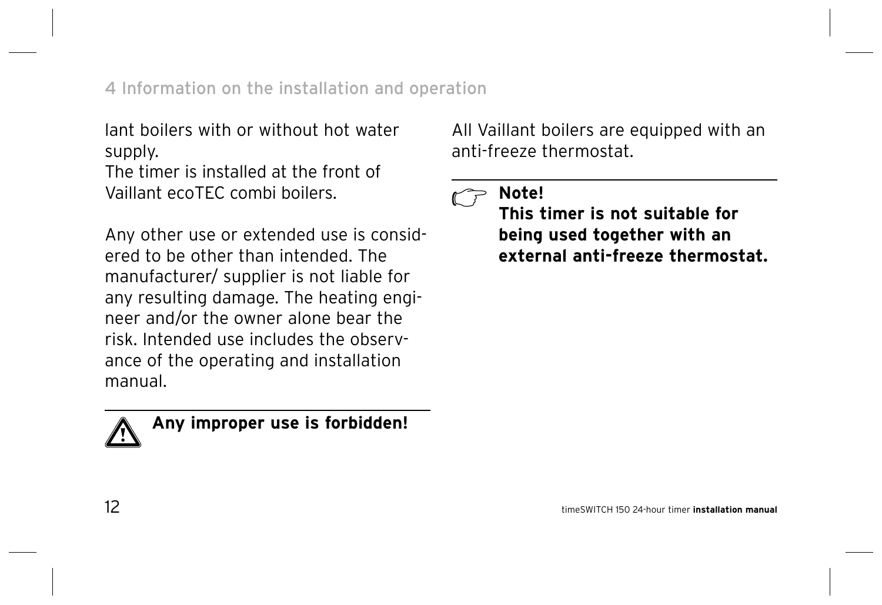lant boilers with or without hot water supply.
The timer is installed at the front of Vaillant ecoTEC combi boilers.

Any other use or extended use is considered to be other than intended. The manufacturer/ supplier is not liable for any resulting damage. The heating engineer and/or the owner alone bear the risk. Intended use includes the observance of the operating and installation manual.

---

**Any improper use is forbidden!**

All Vaillant boilers are equipped with an anti-freeze thermostat.

---

**Note!**
**This timer is not suitable for being used together with an external anti-freeze thermostat.**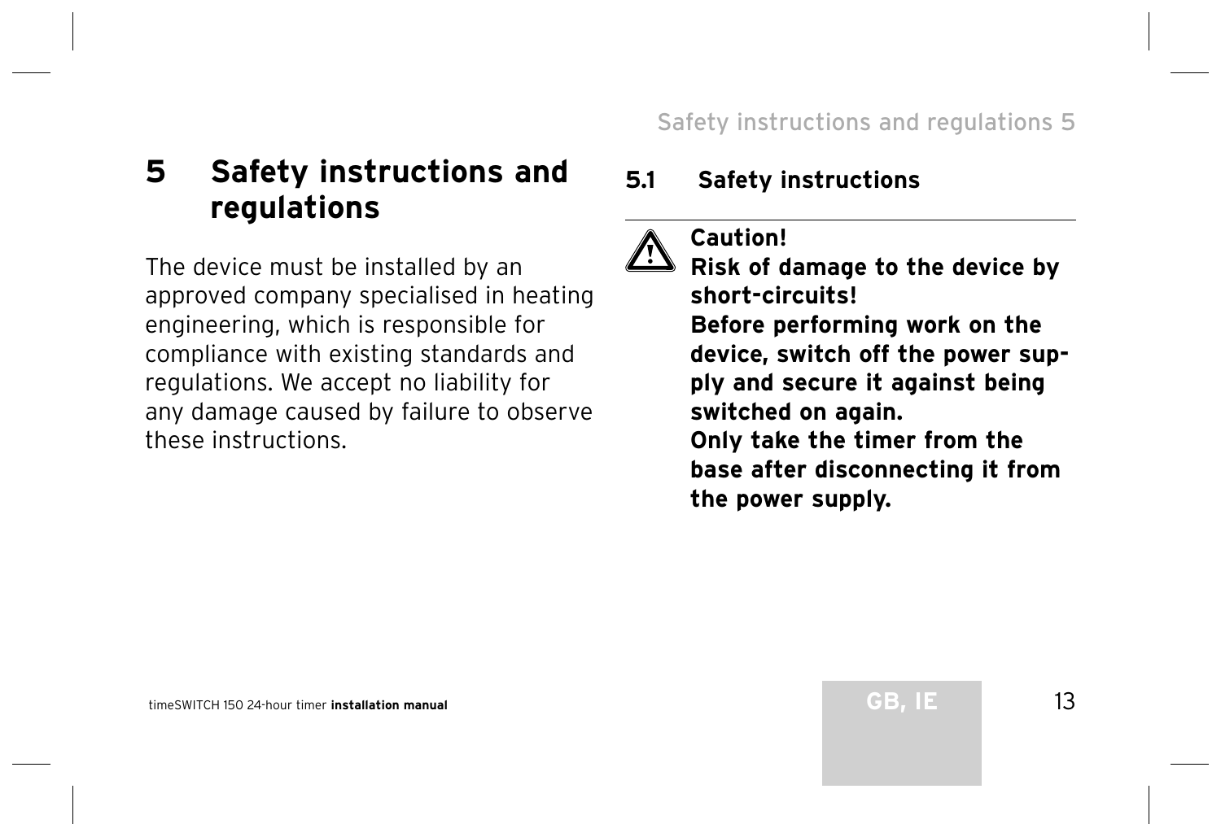# 5 Safety instructions and regulations

The device must be installed by an approved company specialised in heating engineering, which is responsible for compliance with existing standards and regulations. We accept no liability for any damage caused by failure to observe these instructions.

## 5.1 Safety instructions

**Caution!**
**Risk of damage to the device by short-circuits!**
**Before performing work on the device, switch off the power supply and secure it against being switched on again.**
**Only take the timer from the base after disconnecting it from the power supply.**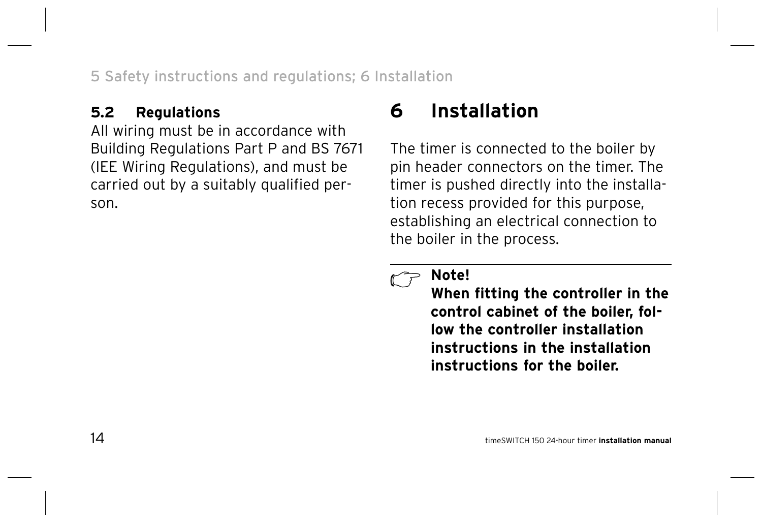### 5.2 Regulations

All wiring must be in accordance with Building Regulations Part P and BS 7671 (IEE Wiring Regulations), and must be carried out by a suitably qualified person.

# 6 Installation

The timer is connected to the boiler by pin header connectors on the timer. The timer is pushed directly into the installation recess provided for this purpose, establishing an electrical connection to the boiler in the process.

**Note!**
**When fitting the controller in the control cabinet of the boiler, follow the controller installation instructions in the installation instructions for the boiler.**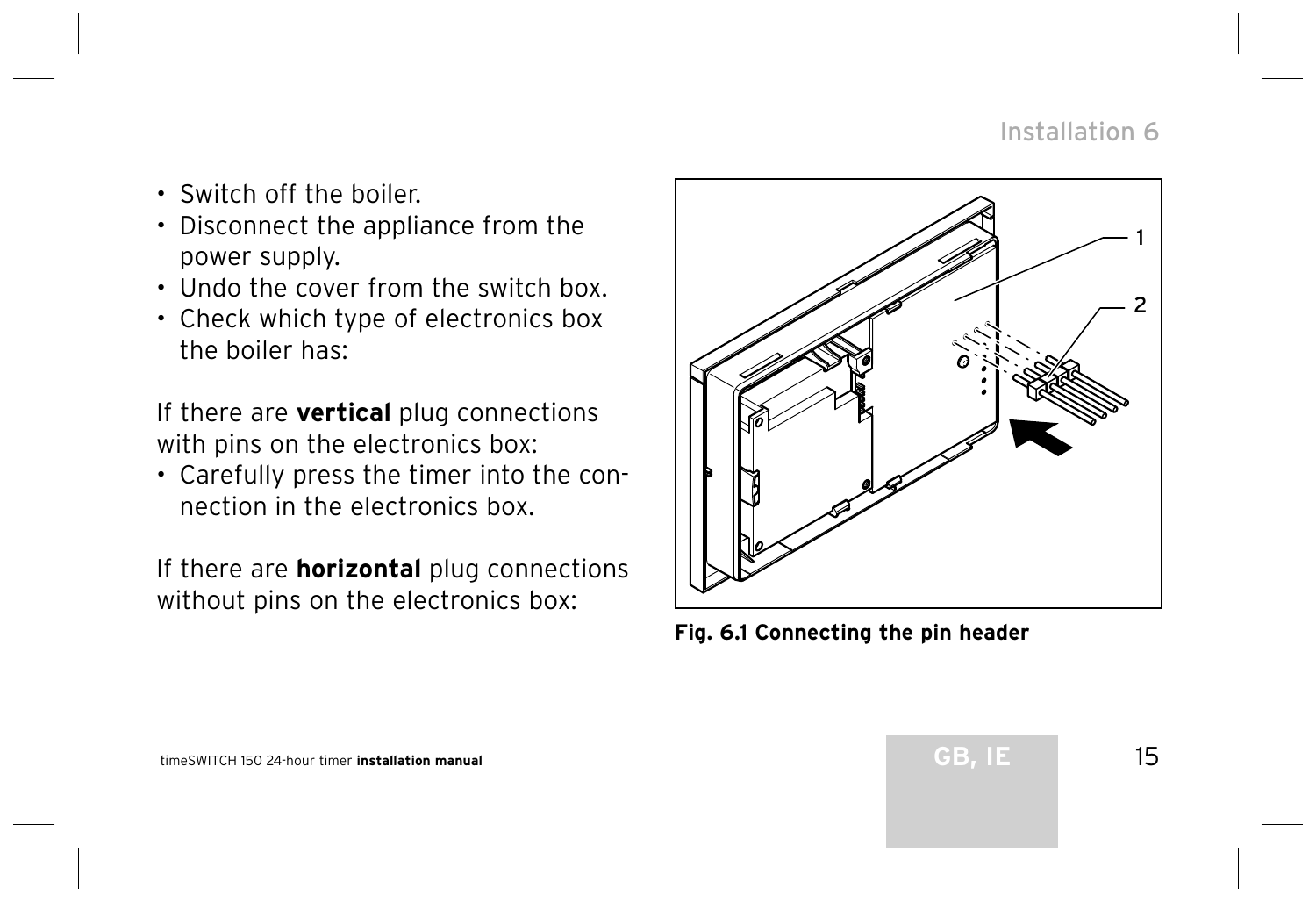- Switch off the boiler.
- Disconnect the appliance from the power supply.
- Undo the cover from the switch box.
- Check which type of electronics box the boiler has:

If there are **vertical** plug connections with pins on the electronics box:

- Carefully press the timer into the connection in the electronics box.

If there are **horizontal** plug connections without pins on the electronics box:

**Fig. 6.1 Connecting the pin header**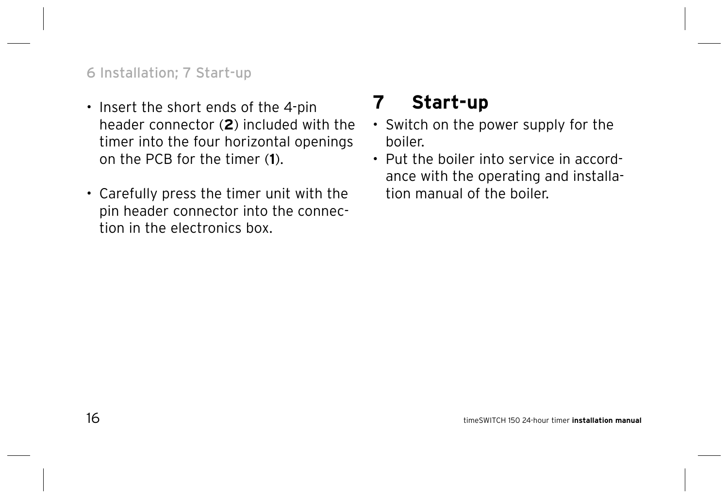- Insert the short ends of the 4-pin header connector (**2**) included with the timer into the four horizontal openings on the PCB for the timer (**1**).

- Carefully press the timer unit with the pin header connector into the connection in the electronics box.

# 7 Start-up

- Switch on the power supply for the boiler.
- Put the boiler into service in accordance with the operating and installation manual of the boiler.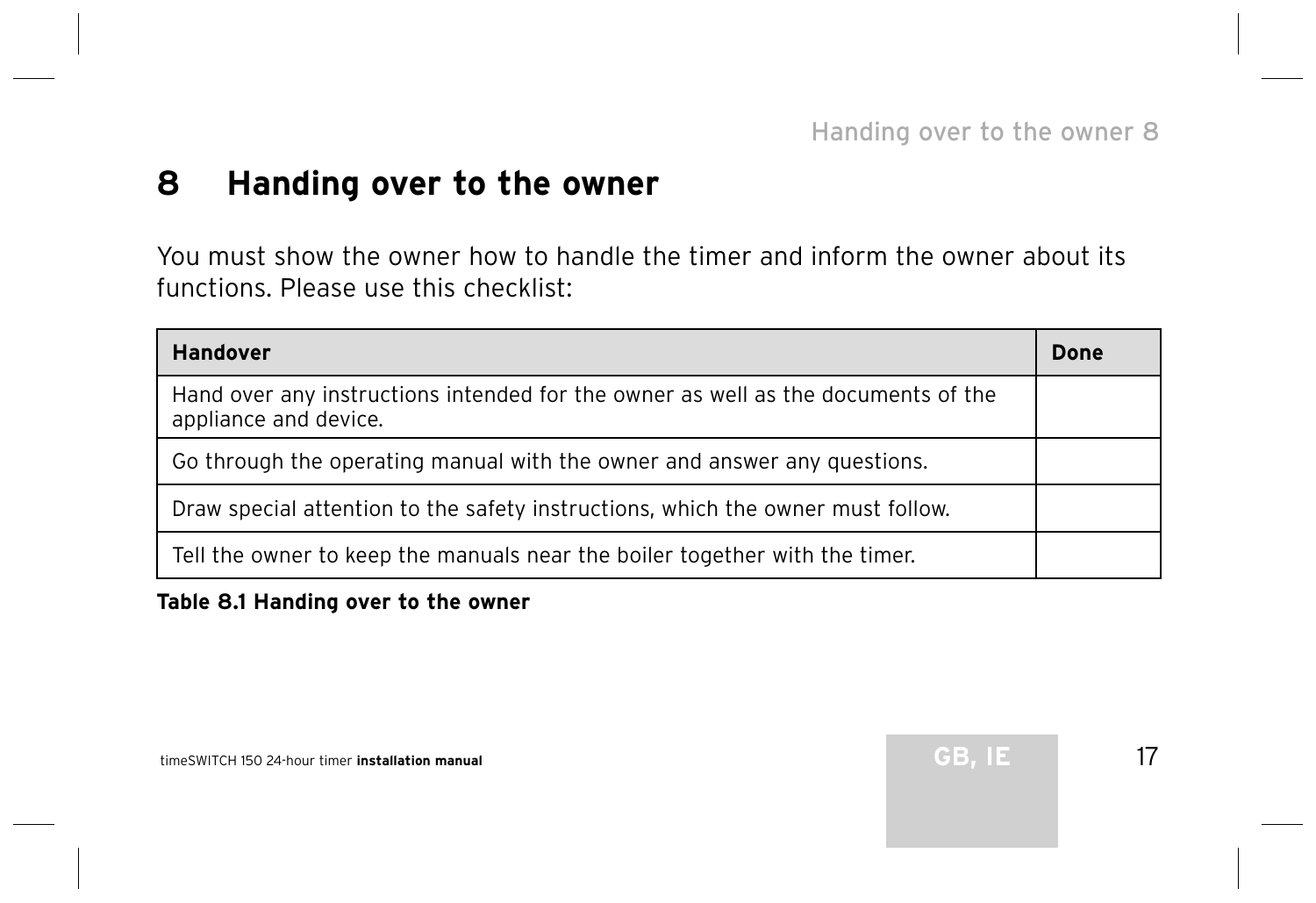# 8 Handing over to the owner

You must show the owner how to handle the timer and inform the owner about its functions. Please use this checklist:

| Handover | Done |
|---|---|
| Hand over any instructions intended for the owner as well as the documents of the appliance and device. | |
| Go through the operating manual with the owner and answer any questions. | |
| Draw special attention to the safety instructions, which the owner must follow. | |
| Tell the owner to keep the manuals near the boiler together with the timer. | |

**Table 8.1 Handing over to the owner**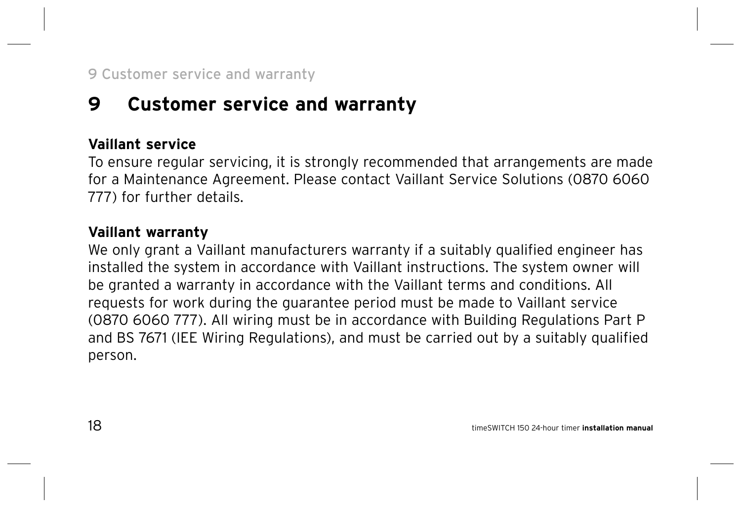# 9 Customer service and warranty

**Vaillant service**

To ensure regular servicing, it is strongly recommended that arrangements are made for a Maintenance Agreement. Please contact Vaillant Service Solutions (0870 6060 777) for further details.

**Vaillant warranty**

We only grant a Vaillant manufacturers warranty if a suitably qualified engineer has installed the system in accordance with Vaillant instructions. The system owner will be granted a warranty in accordance with the Vaillant terms and conditions. All requests for work during the guarantee period must be made to Vaillant service (0870 6060 777). All wiring must be in accordance with Building Regulations Part P and BS 7671 (IEE Wiring Regulations), and must be carried out by a suitably qualified person.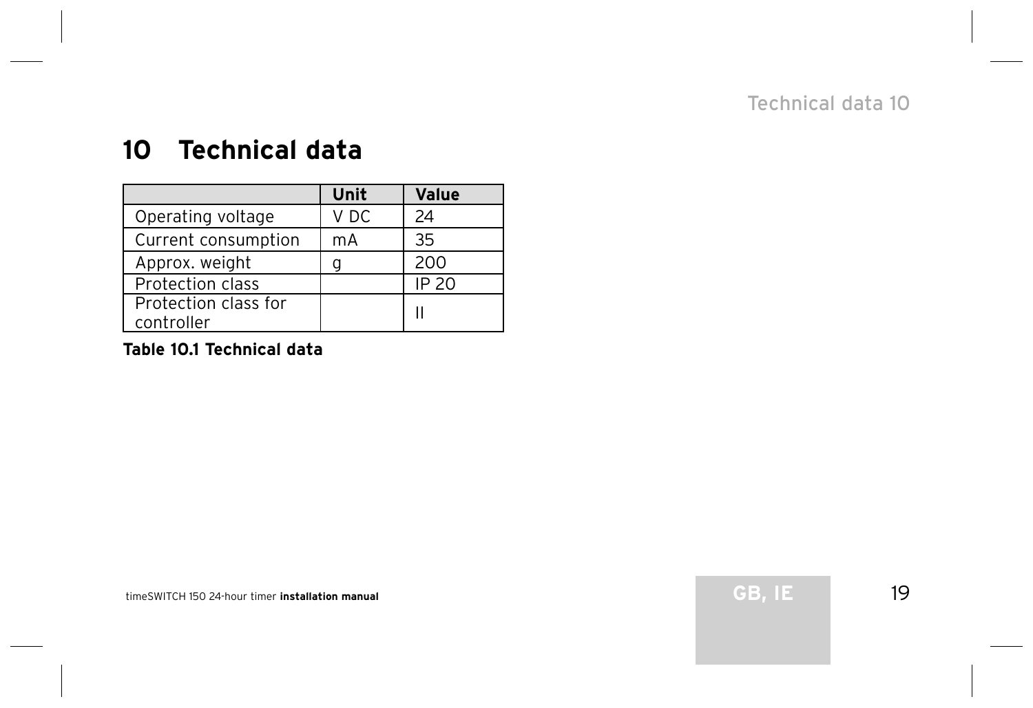# 10 Technical data

| | Unit | Value |
|---|---|---|
| Operating voltage | V DC | 24 |
| Current consumption | mA | 35 |
| Approx. weight | g | 200 |
| Protection class | | IP 20 |
| Protection class for controller | | II |

**Table 10.1 Technical data**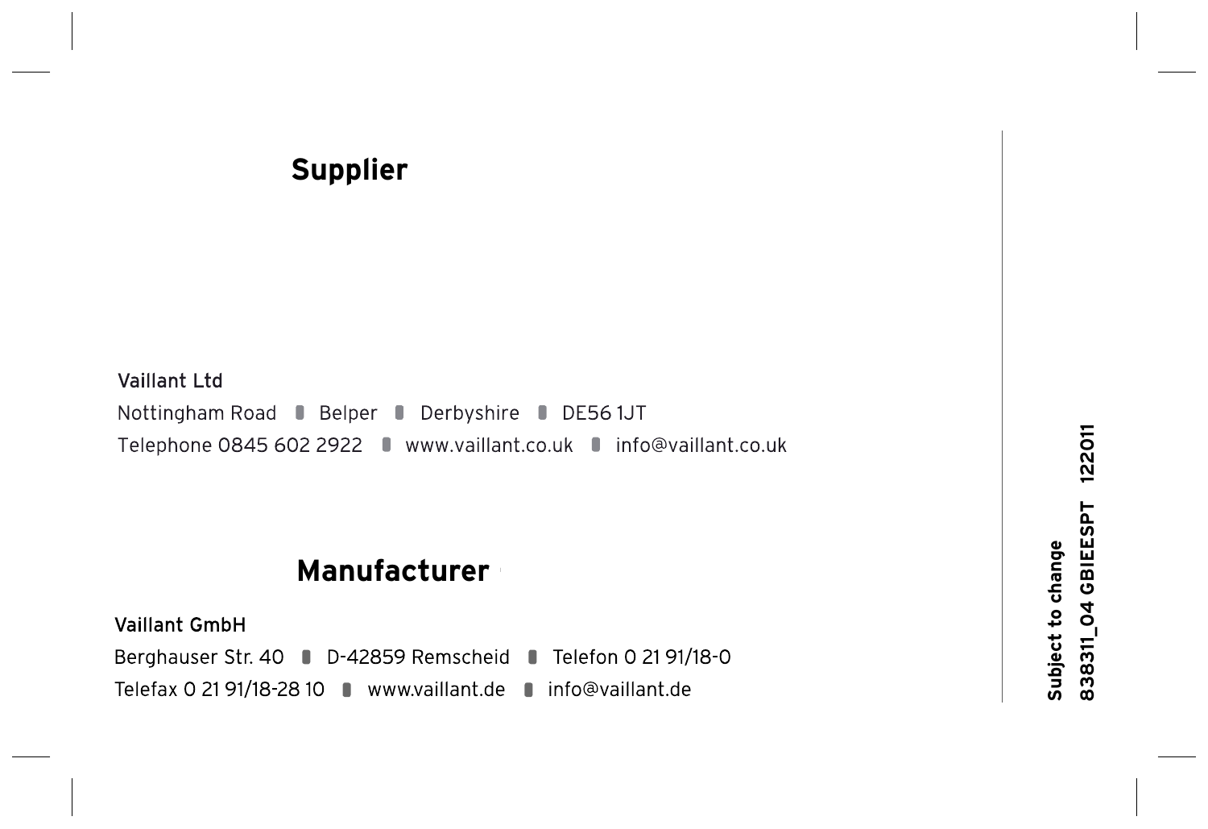## Supplier

**Vaillant Ltd**

Nottingham Road ▪ Belper ▪ Derbyshire ▪ DE56 1JT

Telephone 0845 602 2922 ▪ www.vaillant.co.uk ▪ info@vaillant.co.uk

## Manufacturer

**Vaillant GmbH**

Berghauser Str. 40 ▪ D-42859 Remscheid ▪ Telefon 0 21 91/18-0

Telefax 0 21 91/18-28 10 ▪ www.vaillant.de ▪ info@vaillant.de

**Subject to change**

**838311_04 GBIEESPT 122011**